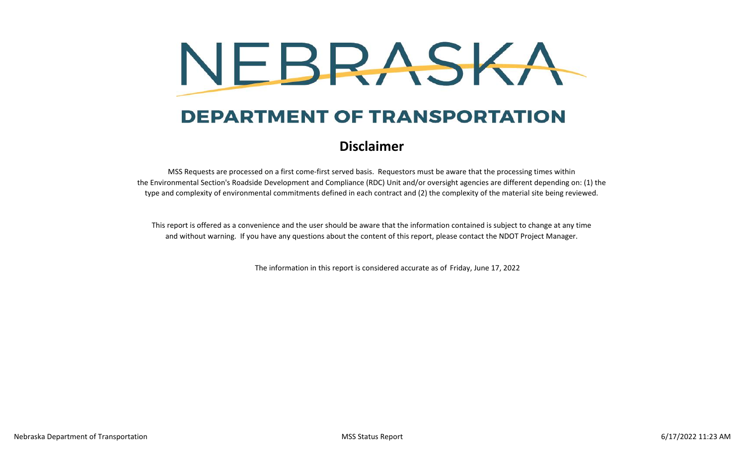# NEBRASKA

## DEPARTMENT OF TRANSPORTATION

### Disclaimer

MSS Requests are processed on a first come-first served basis. Requestors must be aware that the processing times within the Environmental Section's Roadside Development and Compliance (RDC) Unit and/or oversight agencies are different depending on: (1) the type and complexity of environmental commitments defined in each contract and (2) the complexity of the material site being reviewed.

This report is offered as a convenience and the user should be aware that the information contained is subject to change at any time and without warning. If you have any questions about the content of this report, please contact the NDOT Project Manager.

The information in this report is considered accurate as of Friday, June 17, 2022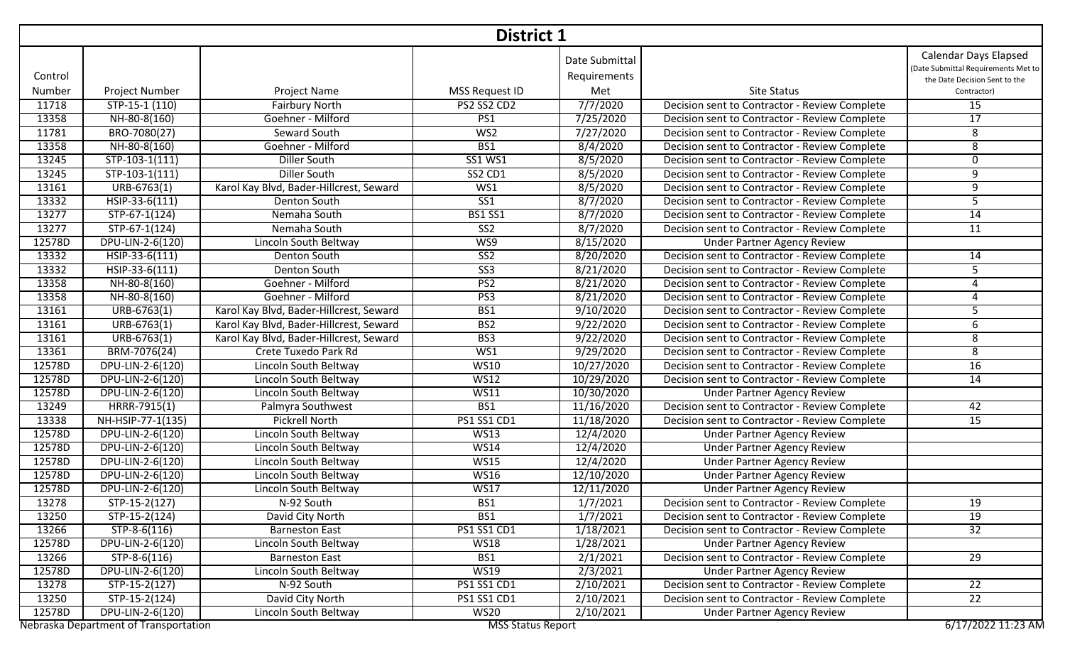# District 1

| Control Number | Project Number | Project Name | MSS Request ID | Date Submittal Requirements Met | Site Status | Calendar Days Elapsed (Date Submittal Requirements Met to the Date Decision Sent to the Contractor) |
|---|---|---|---|---|---|---|
| 11718 | STP-15-1 (110) | Fairbury North | PS2 SS2 CD2 | 7/7/2020 | Decision sent to Contractor - Review Complete | 15 |
| 13358 | NH-80-8(160) | Goehner - Milford | PS1 | 7/25/2020 | Decision sent to Contractor - Review Complete | 17 |
| 11781 | BRO-7080(27) | Seward South | WS2 | 7/27/2020 | Decision sent to Contractor - Review Complete | 8 |
| 13358 | NH-80-8(160) | Goehner - Milford | BS1 | 8/4/2020 | Decision sent to Contractor - Review Complete | 8 |
| 13245 | STP-103-1(111) | Diller South | SS1 WS1 | 8/5/2020 | Decision sent to Contractor - Review Complete | 0 |
| 13245 | STP-103-1(111) | Diller South | SS2 CD1 | 8/5/2020 | Decision sent to Contractor - Review Complete | 9 |
| 13161 | URB-6763(1) | Karol Kay Blvd, Bader-Hillcrest, Seward | WS1 | 8/5/2020 | Decision sent to Contractor - Review Complete | 9 |
| 13332 | HSIP-33-6(111) | Denton South | SS1 | 8/7/2020 | Decision sent to Contractor - Review Complete | 5 |
| 13277 | STP-67-1(124) | Nemaha South | BS1 SS1 | 8/7/2020 | Decision sent to Contractor - Review Complete | 14 |
| 13277 | STP-67-1(124) | Nemaha South | SS2 | 8/7/2020 | Decision sent to Contractor - Review Complete | 11 |
| 12578D | DPU-LIN-2-6(120) | Lincoln South Beltway | WS9 | 8/15/2020 | Under Partner Agency Review | |
| 13332 | HSIP-33-6(111) | Denton South | SS2 | 8/20/2020 | Decision sent to Contractor - Review Complete | 14 |
| 13332 | HSIP-33-6(111) | Denton South | SS3 | 8/21/2020 | Decision sent to Contractor - Review Complete | 5 |
| 13358 | NH-80-8(160) | Goehner - Milford | PS2 | 8/21/2020 | Decision sent to Contractor - Review Complete | 4 |
| 13358 | NH-80-8(160) | Goehner - Milford | PS3 | 8/21/2020 | Decision sent to Contractor - Review Complete | 4 |
| 13161 | URB-6763(1) | Karol Kay Blvd, Bader-Hillcrest, Seward | BS1 | 9/10/2020 | Decision sent to Contractor - Review Complete | 5 |
| 13161 | URB-6763(1) | Karol Kay Blvd, Bader-Hillcrest, Seward | BS2 | 9/22/2020 | Decision sent to Contractor - Review Complete | 6 |
| 13161 | URB-6763(1) | Karol Kay Blvd, Bader-Hillcrest, Seward | BS3 | 9/22/2020 | Decision sent to Contractor - Review Complete | 8 |
| 13361 | BRM-7076(24) | Crete Tuxedo Park Rd | WS1 | 9/29/2020 | Decision sent to Contractor - Review Complete | 8 |
| 12578D | DPU-LIN-2-6(120) | Lincoln South Beltway | WS10 | 10/27/2020 | Decision sent to Contractor - Review Complete | 16 |
| 12578D | DPU-LIN-2-6(120) | Lincoln South Beltway | WS12 | 10/29/2020 | Decision sent to Contractor - Review Complete | 14 |
| 12578D | DPU-LIN-2-6(120) | Lincoln South Beltway | WS11 | 10/30/2020 | Under Partner Agency Review | |
| 13249 | HRRR-7915(1) | Palmyra Southwest | BS1 | 11/16/2020 | Decision sent to Contractor - Review Complete | 42 |
| 13338 | NH-HSIP-77-1(135) | Pickrell North | PS1 SS1 CD1 | 11/18/2020 | Decision sent to Contractor - Review Complete | 15 |
| 12578D | DPU-LIN-2-6(120) | Lincoln South Beltway | WS13 | 12/4/2020 | Under Partner Agency Review | |
| 12578D | DPU-LIN-2-6(120) | Lincoln South Beltway | WS14 | 12/4/2020 | Under Partner Agency Review | |
| 12578D | DPU-LIN-2-6(120) | Lincoln South Beltway | WS15 | 12/4/2020 | Under Partner Agency Review | |
| 12578D | DPU-LIN-2-6(120) | Lincoln South Beltway | WS16 | 12/10/2020 | Under Partner Agency Review | |
| 12578D | DPU-LIN-2-6(120) | Lincoln South Beltway | WS17 | 12/11/2020 | Under Partner Agency Review | |
| 13278 | STP-15-2(127) | N-92 South | BS1 | 1/7/2021 | Decision sent to Contractor - Review Complete | 19 |
| 13250 | STP-15-2(124) | David City North | BS1 | 1/7/2021 | Decision sent to Contractor - Review Complete | 19 |
| 13266 | STP-8-6(116) | Barneston East | PS1 SS1 CD1 | 1/18/2021 | Decision sent to Contractor - Review Complete | 32 |
| 12578D | DPU-LIN-2-6(120) | Lincoln South Beltway | WS18 | 1/28/2021 | Under Partner Agency Review | |
| 13266 | STP-8-6(116) | Barneston East | BS1 | 2/1/2021 | Decision sent to Contractor - Review Complete | 29 |
| 12578D | DPU-LIN-2-6(120) | Lincoln South Beltway | WS19 | 2/3/2021 | Under Partner Agency Review | |
| 13278 | STP-15-2(127) | N-92 South | PS1 SS1 CD1 | 2/10/2021 | Decision sent to Contractor - Review Complete | 22 |
| 13250 | STP-15-2(124) | David City North | PS1 SS1 CD1 | 2/10/2021 | Decision sent to Contractor - Review Complete | 22 |
| 12578D | DPU-LIN-2-6(120) | Lincoln South Beltway | WS20 | 2/10/2021 | Under Partner Agency Review | |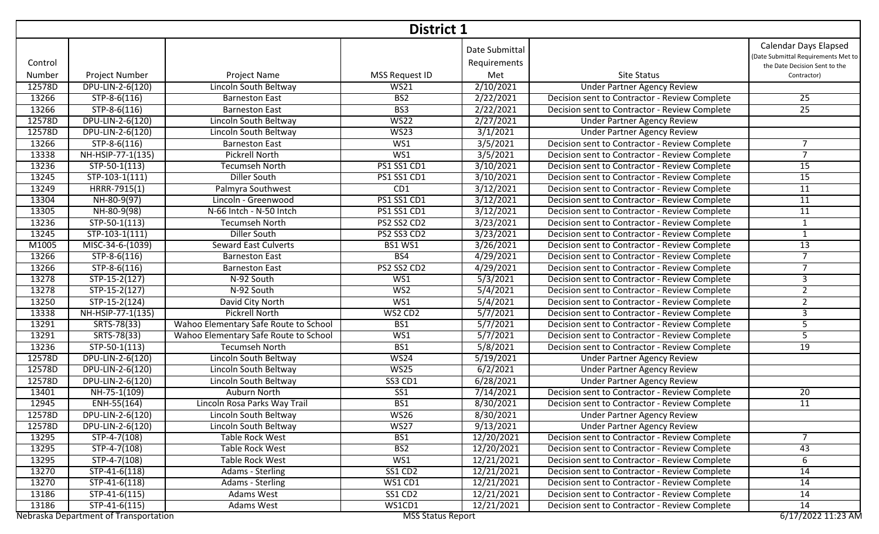# District 1

| Control Number | Project Number | Project Name | MSS Request ID | Date Submittal Requirements Met | Site Status | Calendar Days Elapsed (Date Submittal Requirements Met to the Date Decision Sent to the Contractor) |
|---|---|---|---|---|---|---|
| 12578D | DPU-LIN-2-6(120) | Lincoln South Beltway | WS21 | 2/10/2021 | Under Partner Agency Review | |
| 13266 | STP-8-6(116) | Barneston East | BS2 | 2/22/2021 | Decision sent to Contractor - Review Complete | 25 |
| 13266 | STP-8-6(116) | Barneston East | BS3 | 2/22/2021 | Decision sent to Contractor - Review Complete | 25 |
| 12578D | DPU-LIN-2-6(120) | Lincoln South Beltway | WS22 | 2/27/2021 | Under Partner Agency Review | |
| 12578D | DPU-LIN-2-6(120) | Lincoln South Beltway | WS23 | 3/1/2021 | Under Partner Agency Review | |
| 13266 | STP-8-6(116) | Barneston East | WS1 | 3/5/2021 | Decision sent to Contractor - Review Complete | 7 |
| 13338 | NH-HSIP-77-1(135) | Pickrell North | WS1 | 3/5/2021 | Decision sent to Contractor - Review Complete | 7 |
| 13236 | STP-50-1(113) | Tecumseh North | PS1 SS1 CD1 | 3/10/2021 | Decision sent to Contractor - Review Complete | 15 |
| 13245 | STP-103-1(111) | Diller South | PS1 SS1 CD1 | 3/10/2021 | Decision sent to Contractor - Review Complete | 15 |
| 13249 | HRRR-7915(1) | Palmyra Southwest | CD1 | 3/12/2021 | Decision sent to Contractor - Review Complete | 11 |
| 13304 | NH-80-9(97) | Lincoln - Greenwood | PS1 SS1 CD1 | 3/12/2021 | Decision sent to Contractor - Review Complete | 11 |
| 13305 | NH-80-9(98) | N-66 Intch - N-50 Intch | PS1 SS1 CD1 | 3/12/2021 | Decision sent to Contractor - Review Complete | 11 |
| 13236 | STP-50-1(113) | Tecumseh North | PS2 SS2 CD2 | 3/23/2021 | Decision sent to Contractor - Review Complete | 1 |
| 13245 | STP-103-1(111) | Diller South | PS2 SS3 CD2 | 3/23/2021 | Decision sent to Contractor - Review Complete | 1 |
| M1005 | MISC-34-6-(1039) | Seward East Culverts | BS1 WS1 | 3/26/2021 | Decision sent to Contractor - Review Complete | 13 |
| 13266 | STP-8-6(116) | Barneston East | BS4 | 4/29/2021 | Decision sent to Contractor - Review Complete | 7 |
| 13266 | STP-8-6(116) | Barneston East | PS2 SS2 CD2 | 4/29/2021 | Decision sent to Contractor - Review Complete | 7 |
| 13278 | STP-15-2(127) | N-92 South | WS1 | 5/3/2021 | Decision sent to Contractor - Review Complete | 3 |
| 13278 | STP-15-2(127) | N-92 South | WS2 | 5/4/2021 | Decision sent to Contractor - Review Complete | 2 |
| 13250 | STP-15-2(124) | David City North | WS1 | 5/4/2021 | Decision sent to Contractor - Review Complete | 2 |
| 13338 | NH-HSIP-77-1(135) | Pickrell North | WS2 CD2 | 5/7/2021 | Decision sent to Contractor - Review Complete | 3 |
| 13291 | SRTS-78(33) | Wahoo Elementary Safe Route to School | BS1 | 5/7/2021 | Decision sent to Contractor - Review Complete | 5 |
| 13291 | SRTS-78(33) | Wahoo Elementary Safe Route to School | WS1 | 5/7/2021 | Decision sent to Contractor - Review Complete | 5 |
| 13236 | STP-50-1(113) | Tecumseh North | BS1 | 5/8/2021 | Decision sent to Contractor - Review Complete | 19 |
| 12578D | DPU-LIN-2-6(120) | Lincoln South Beltway | WS24 | 5/19/2021 | Under Partner Agency Review | |
| 12578D | DPU-LIN-2-6(120) | Lincoln South Beltway | WS25 | 6/2/2021 | Under Partner Agency Review | |
| 12578D | DPU-LIN-2-6(120) | Lincoln South Beltway | SS3 CD1 | 6/28/2021 | Under Partner Agency Review | |
| 13401 | NH-75-1(109) | Auburn North | SS1 | 7/14/2021 | Decision sent to Contractor - Review Complete | 20 |
| 12945 | ENH-55(164) | Lincoln Rosa Parks Way Trail | BS1 | 8/30/2021 | Decision sent to Contractor - Review Complete | 11 |
| 12578D | DPU-LIN-2-6(120) | Lincoln South Beltway | WS26 | 8/30/2021 | Under Partner Agency Review | |
| 12578D | DPU-LIN-2-6(120) | Lincoln South Beltway | WS27 | 9/13/2021 | Under Partner Agency Review | |
| 13295 | STP-4-7(108) | Table Rock West | BS1 | 12/20/2021 | Decision sent to Contractor - Review Complete | 7 |
| 13295 | STP-4-7(108) | Table Rock West | BS2 | 12/20/2021 | Decision sent to Contractor - Review Complete | 43 |
| 13295 | STP-4-7(108) | Table Rock West | WS1 | 12/21/2021 | Decision sent to Contractor - Review Complete | 6 |
| 13270 | STP-41-6(118) | Adams - Sterling | SS1 CD2 | 12/21/2021 | Decision sent to Contractor - Review Complete | 14 |
| 13270 | STP-41-6(118) | Adams - Sterling | WS1 CD1 | 12/21/2021 | Decision sent to Contractor - Review Complete | 14 |
| 13186 | STP-41-6(115) | Adams West | SS1 CD2 | 12/21/2021 | Decision sent to Contractor - Review Complete | 14 |
| 13186 | STP-41-6(115) | Adams West | WS1CD1 | 12/21/2021 | Decision sent to Contractor - Review Complete | 14 |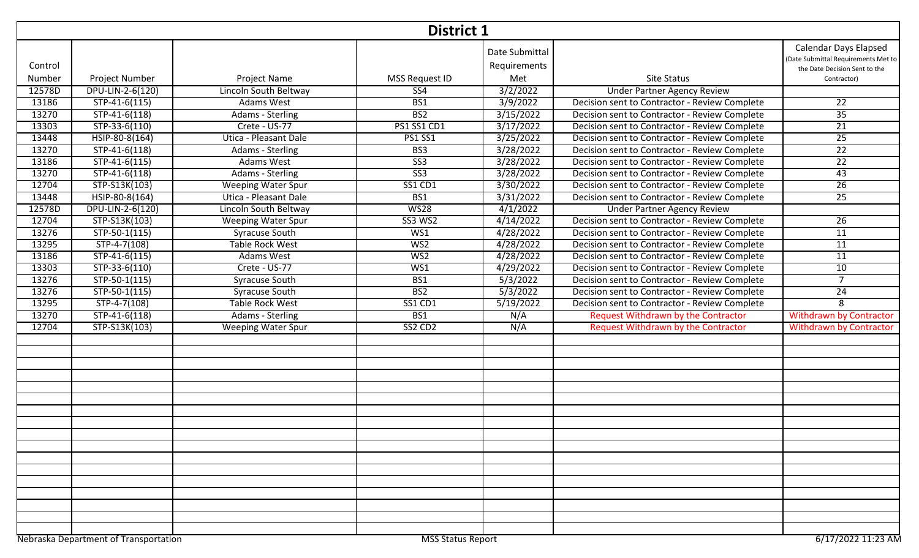## District 1

| Control Number | Project Number | Project Name | MSS Request ID | Date Submittal Requirements Met | Site Status | Calendar Days Elapsed (Date Submittal Requirements Met to the Date Decision Sent to the Contractor) |
|---|---|---|---|---|---|---|
| 12578D | DPU-LIN-2-6(120) | Lincoln South Beltway | SS4 | 3/2/2022 | Under Partner Agency Review | |
| 13186 | STP-41-6(115) | Adams West | BS1 | 3/9/2022 | Decision sent to Contractor - Review Complete | 22 |
| 13270 | STP-41-6(118) | Adams - Sterling | BS2 | 3/15/2022 | Decision sent to Contractor - Review Complete | 35 |
| 13303 | STP-33-6(110) | Crete - US-77 | PS1 SS1 CD1 | 3/17/2022 | Decision sent to Contractor - Review Complete | 21 |
| 13448 | HSIP-80-8(164) | Utica - Pleasant Dale | PS1 SS1 | 3/25/2022 | Decision sent to Contractor - Review Complete | 25 |
| 13270 | STP-41-6(118) | Adams - Sterling | BS3 | 3/28/2022 | Decision sent to Contractor - Review Complete | 22 |
| 13186 | STP-41-6(115) | Adams West | SS3 | 3/28/2022 | Decision sent to Contractor - Review Complete | 22 |
| 13270 | STP-41-6(118) | Adams - Sterling | SS3 | 3/28/2022 | Decision sent to Contractor - Review Complete | 43 |
| 12704 | STP-S13K(103) | Weeping Water Spur | SS1 CD1 | 3/30/2022 | Decision sent to Contractor - Review Complete | 26 |
| 13448 | HSIP-80-8(164) | Utica - Pleasant Dale | BS1 | 3/31/2022 | Decision sent to Contractor - Review Complete | 25 |
| 12578D | DPU-LIN-2-6(120) | Lincoln South Beltway | WS28 | 4/1/2022 | Under Partner Agency Review | |
| 12704 | STP-S13K(103) | Weeping Water Spur | SS3 WS2 | 4/14/2022 | Decision sent to Contractor - Review Complete | 26 |
| 13276 | STP-50-1(115) | Syracuse South | WS1 | 4/28/2022 | Decision sent to Contractor - Review Complete | 11 |
| 13295 | STP-4-7(108) | Table Rock West | WS2 | 4/28/2022 | Decision sent to Contractor - Review Complete | 11 |
| 13186 | STP-41-6(115) | Adams West | WS2 | 4/28/2022 | Decision sent to Contractor - Review Complete | 11 |
| 13303 | STP-33-6(110) | Crete - US-77 | WS1 | 4/29/2022 | Decision sent to Contractor - Review Complete | 10 |
| 13276 | STP-50-1(115) | Syracuse South | BS1 | 5/3/2022 | Decision sent to Contractor - Review Complete | 7 |
| 13276 | STP-50-1(115) | Syracuse South | BS2 | 5/3/2022 | Decision sent to Contractor - Review Complete | 24 |
| 13295 | STP-4-7(108) | Table Rock West | SS1 CD1 | 5/19/2022 | Decision sent to Contractor - Review Complete | 8 |
| 13270 | STP-41-6(118) | Adams - Sterling | BS1 | N/A | Request Withdrawn by the Contractor | Withdrawn by Contractor |
| 12704 | STP-S13K(103) | Weeping Water Spur | SS2 CD2 | N/A | Request Withdrawn by the Contractor | Withdrawn by Contractor |

Nebraska Department of Transportation — MSS Status Report — 6/17/2022 11:23 AM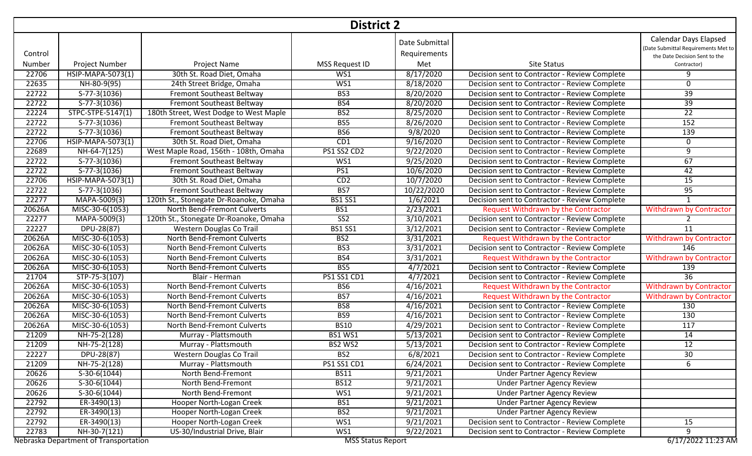## District 2

| Control Number | Project Number | Project Name | MSS Request ID | Date Submittal Requirements Met | Site Status | Calendar Days Elapsed (Date Submittal Requirements Met to the Date Decision Sent to the Contractor) |
|---|---|---|---|---|---|---|
| 22706 | HSIP-MAPA-5073(1) | 30th St. Road Diet, Omaha | WS1 | 8/17/2020 | Decision sent to Contractor - Review Complete | 9 |
| 22635 | NH-80-9(95) | 24th Street Bridge, Omaha | WS1 | 8/18/2020 | Decision sent to Contractor - Review Complete | 0 |
| 22722 | S-77-3(1036) | Fremont Southeast Beltway | BS3 | 8/20/2020 | Decision sent to Contractor - Review Complete | 39 |
| 22722 | S-77-3(1036) | Fremont Southeast Beltway | BS4 | 8/20/2020 | Decision sent to Contractor - Review Complete | 39 |
| 22224 | STPC-STPE-5147(1) | 180th Street, West Dodge to West Maple | BS2 | 8/25/2020 | Decision sent to Contractor - Review Complete | 22 |
| 22722 | S-77-3(1036) | Fremont Southeast Beltway | BS5 | 8/26/2020 | Decision sent to Contractor - Review Complete | 152 |
| 22722 | S-77-3(1036) | Fremont Southeast Beltway | BS6 | 9/8/2020 | Decision sent to Contractor - Review Complete | 139 |
| 22706 | HSIP-MAPA-5073(1) | 30th St. Road Diet, Omaha | CD1 | 9/16/2020 | Decision sent to Contractor - Review Complete | 0 |
| 22689 | NH-64-7(125) | West Maple Road, 156th - 108th, Omaha | PS1 SS2 CD2 | 9/22/2020 | Decision sent to Contractor - Review Complete | 9 |
| 22722 | S-77-3(1036) | Fremont Southeast Beltway | WS1 | 9/25/2020 | Decision sent to Contractor - Review Complete | 67 |
| 22722 | S-77-3(1036) | Fremont Southeast Beltway | PS1 | 10/6/2020 | Decision sent to Contractor - Review Complete | 42 |
| 22706 | HSIP-MAPA-5073(1) | 30th St. Road Diet, Omaha | CD2 | 10/7/2020 | Decision sent to Contractor - Review Complete | 15 |
| 22722 | S-77-3(1036) | Fremont Southeast Beltway | BS7 | 10/22/2020 | Decision sent to Contractor - Review Complete | 95 |
| 22277 | MAPA-5009(3) | 120th St., Stonegate Dr-Roanoke, Omaha | BS1 SS1 | 1/6/2021 | Decision sent to Contractor - Review Complete | 1 |
| 20626A | MISC-30-6(1053) | North Bend-Fremont Culverts | BS1 | 2/23/2021 | Request Withdrawn by the Contractor | Withdrawn by Contractor |
| 22277 | MAPA-5009(3) | 120th St., Stonegate Dr-Roanoke, Omaha | SS2 | 3/10/2021 | Decision sent to Contractor - Review Complete | 2 |
| 22227 | DPU-28(87) | Western Douglas Co Trail | BS1 SS1 | 3/12/2021 | Decision sent to Contractor - Review Complete | 11 |
| 20626A | MISC-30-6(1053) | North Bend-Fremont Culverts | BS2 | 3/31/2021 | Request Withdrawn by the Contractor | Withdrawn by Contractor |
| 20626A | MISC-30-6(1053) | North Bend-Fremont Culverts | BS3 | 3/31/2021 | Decision sent to Contractor - Review Complete | 146 |
| 20626A | MISC-30-6(1053) | North Bend-Fremont Culverts | BS4 | 3/31/2021 | Request Withdrawn by the Contractor | Withdrawn by Contractor |
| 20626A | MISC-30-6(1053) | North Bend-Fremont Culverts | BS5 | 4/7/2021 | Decision sent to Contractor - Review Complete | 139 |
| 21704 | STP-75-3(107) | Blair - Herman | PS1 SS1 CD1 | 4/7/2021 | Decision sent to Contractor - Review Complete | 36 |
| 20626A | MISC-30-6(1053) | North Bend-Fremont Culverts | BS6 | 4/16/2021 | Request Withdrawn by the Contractor | Withdrawn by Contractor |
| 20626A | MISC-30-6(1053) | North Bend-Fremont Culverts | BS7 | 4/16/2021 | Request Withdrawn by the Contractor | Withdrawn by Contractor |
| 20626A | MISC-30-6(1053) | North Bend-Fremont Culverts | BS8 | 4/16/2021 | Decision sent to Contractor - Review Complete | 130 |
| 20626A | MISC-30-6(1053) | North Bend-Fremont Culverts | BS9 | 4/16/2021 | Decision sent to Contractor - Review Complete | 130 |
| 20626A | MISC-30-6(1053) | North Bend-Fremont Culverts | BS10 | 4/29/2021 | Decision sent to Contractor - Review Complete | 117 |
| 21209 | NH-75-2(128) | Murray - Plattsmouth | BS1 WS1 | 5/13/2021 | Decision sent to Contractor - Review Complete | 14 |
| 21209 | NH-75-2(128) | Murray - Plattsmouth | BS2 WS2 | 5/13/2021 | Decision sent to Contractor - Review Complete | 12 |
| 22227 | DPU-28(87) | Western Douglas Co Trail | BS2 | 6/8/2021 | Decision sent to Contractor - Review Complete | 30 |
| 21209 | NH-75-2(128) | Murray - Plattsmouth | PS1 SS1 CD1 | 6/24/2021 | Decision sent to Contractor - Review Complete | 6 |
| 20626 | S-30-6(1044) | North Bend-Fremont | BS11 | 9/21/2021 | Under Partner Agency Review | |
| 20626 | S-30-6(1044) | North Bend-Fremont | BS12 | 9/21/2021 | Under Partner Agency Review | |
| 20626 | S-30-6(1044) | North Bend-Fremont | WS1 | 9/21/2021 | Under Partner Agency Review | |
| 22792 | ER-3490(13) | Hooper North-Logan Creek | BS1 | 9/21/2021 | Under Partner Agency Review | |
| 22792 | ER-3490(13) | Hooper North-Logan Creek | BS2 | 9/21/2021 | Under Partner Agency Review | |
| 22792 | ER-3490(13) | Hooper North-Logan Creek | WS1 | 9/21/2021 | Decision sent to Contractor - Review Complete | 15 |
| 22783 | NH-30-7(121) | US-30/Industrial Drive, Blair | WS1 | 9/22/2021 | Decision sent to Contractor - Review Complete | 9 |

Nebraska Department of Transportation — MSS Status Report — 6/17/2022 11:23 AM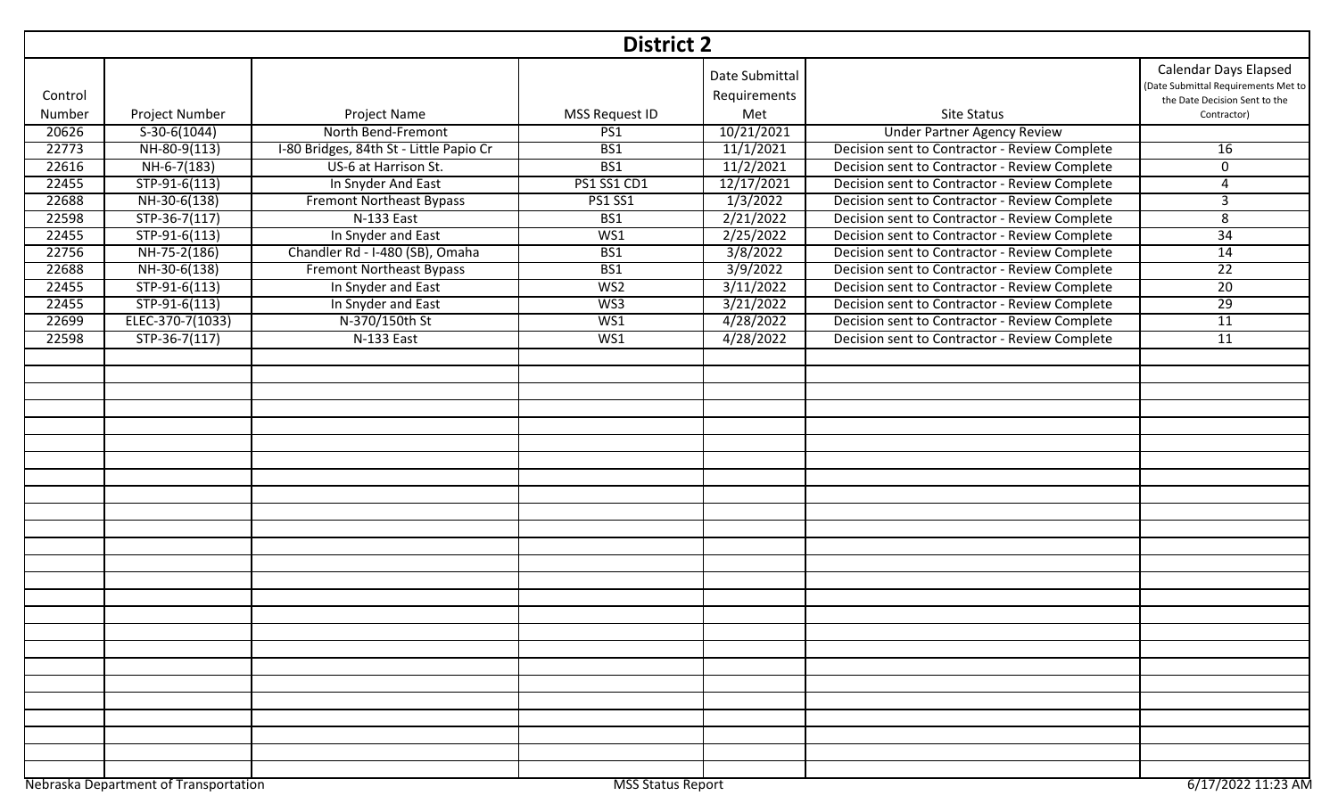# District 2

| Control Number | Project Number | Project Name | MSS Request ID | Date Submittal Requirements Met | Site Status | Calendar Days Elapsed (Date Submittal Requirements Met to the Date Decision Sent to the Contractor) |
|---|---|---|---|---|---|---|
| 20626 | S-30-6(1044) | North Bend-Fremont | PS1 | 10/21/2021 | Under Partner Agency Review | |
| 22773 | NH-80-9(113) | I-80 Bridges, 84th St - Little Papio Cr | BS1 | 11/1/2021 | Decision sent to Contractor - Review Complete | 16 |
| 22616 | NH-6-7(183) | US-6 at Harrison St. | BS1 | 11/2/2021 | Decision sent to Contractor - Review Complete | 0 |
| 22455 | STP-91-6(113) | In Snyder And East | PS1 SS1 CD1 | 12/17/2021 | Decision sent to Contractor - Review Complete | 4 |
| 22688 | NH-30-6(138) | Fremont Northeast Bypass | PS1 SS1 | 1/3/2022 | Decision sent to Contractor - Review Complete | 3 |
| 22598 | STP-36-7(117) | N-133 East | BS1 | 2/21/2022 | Decision sent to Contractor - Review Complete | 8 |
| 22455 | STP-91-6(113) | In Snyder and East | WS1 | 2/25/2022 | Decision sent to Contractor - Review Complete | 34 |
| 22756 | NH-75-2(186) | Chandler Rd - I-480 (SB), Omaha | BS1 | 3/8/2022 | Decision sent to Contractor - Review Complete | 14 |
| 22688 | NH-30-6(138) | Fremont Northeast Bypass | BS1 | 3/9/2022 | Decision sent to Contractor - Review Complete | 22 |
| 22455 | STP-91-6(113) | In Snyder and East | WS2 | 3/11/2022 | Decision sent to Contractor - Review Complete | 20 |
| 22455 | STP-91-6(113) | In Snyder and East | WS3 | 3/21/2022 | Decision sent to Contractor - Review Complete | 29 |
| 22699 | ELEC-370-7(1033) | N-370/150th St | WS1 | 4/28/2022 | Decision sent to Contractor - Review Complete | 11 |
| 22598 | STP-36-7(117) | N-133 East | WS1 | 4/28/2022 | Decision sent to Contractor - Review Complete | 11 |

Nebraska Department of Transportation — MSS Status Report — 6/17/2022 11:23 AM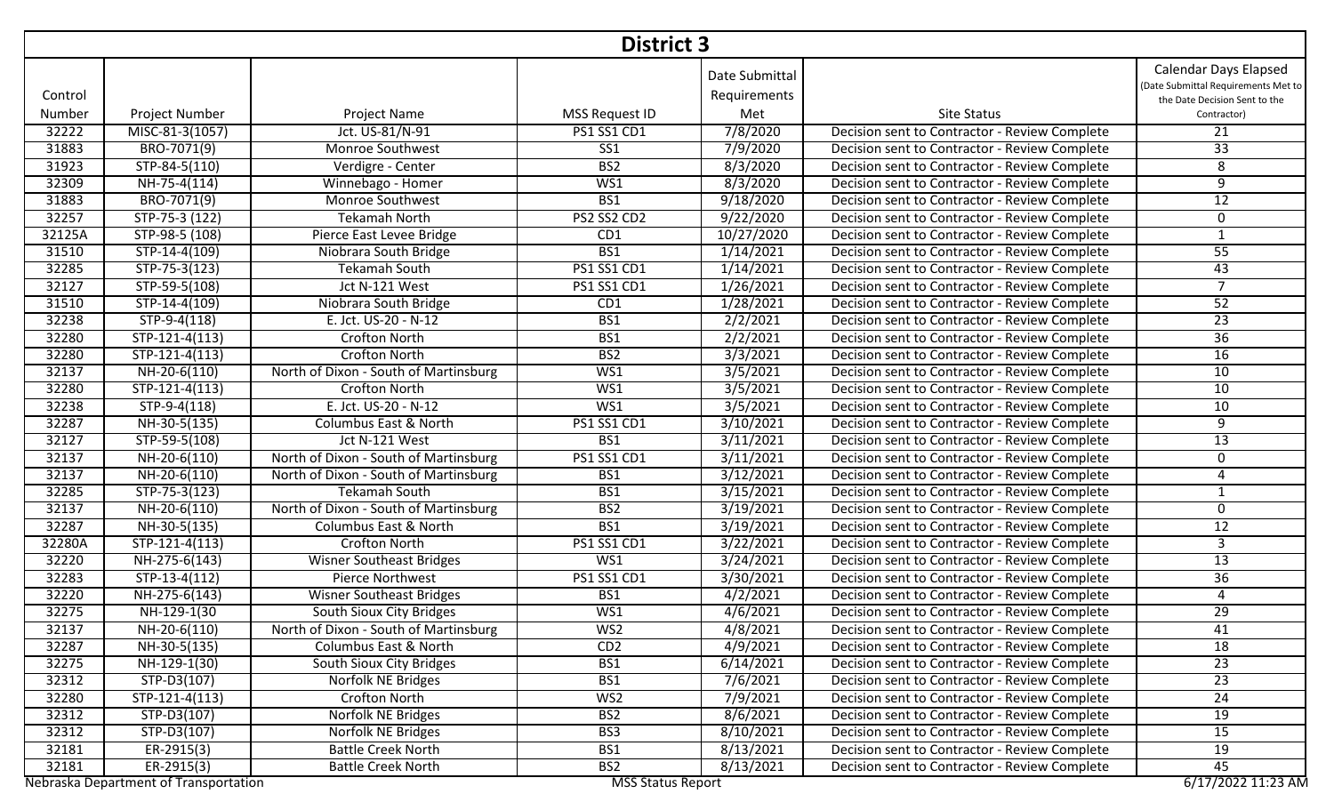# District 3

| Control Number | Project Number | Project Name | MSS Request ID | Date Submittal Requirements Met | Site Status | Calendar Days Elapsed (Date Submittal Requirements Met to the Date Decision Sent to the Contractor) |
|---|---|---|---|---|---|---|
| 32222 | MISC-81-3(1057) | Jct. US-81/N-91 | PS1 SS1 CD1 | 7/8/2020 | Decision sent to Contractor - Review Complete | 21 |
| 31883 | BRO-7071(9) | Monroe Southwest | SS1 | 7/9/2020 | Decision sent to Contractor - Review Complete | 33 |
| 31923 | STP-84-5(110) | Verdigre - Center | BS2 | 8/3/2020 | Decision sent to Contractor - Review Complete | 8 |
| 32309 | NH-75-4(114) | Winnebago - Homer | WS1 | 8/3/2020 | Decision sent to Contractor - Review Complete | 9 |
| 31883 | BRO-7071(9) | Monroe Southwest | BS1 | 9/18/2020 | Decision sent to Contractor - Review Complete | 12 |
| 32257 | STP-75-3 (122) | Tekamah North | PS2 SS2 CD2 | 9/22/2020 | Decision sent to Contractor - Review Complete | 0 |
| 32125A | STP-98-5 (108) | Pierce East Levee Bridge | CD1 | 10/27/2020 | Decision sent to Contractor - Review Complete | 1 |
| 31510 | STP-14-4(109) | Niobrara South Bridge | BS1 | 1/14/2021 | Decision sent to Contractor - Review Complete | 55 |
| 32285 | STP-75-3(123) | Tekamah South | PS1 SS1 CD1 | 1/14/2021 | Decision sent to Contractor - Review Complete | 43 |
| 32127 | STP-59-5(108) | Jct N-121 West | PS1 SS1 CD1 | 1/26/2021 | Decision sent to Contractor - Review Complete | 7 |
| 31510 | STP-14-4(109) | Niobrara South Bridge | CD1 | 1/28/2021 | Decision sent to Contractor - Review Complete | 52 |
| 32238 | STP-9-4(118) | E. Jct. US-20 - N-12 | BS1 | 2/2/2021 | Decision sent to Contractor - Review Complete | 23 |
| 32280 | STP-121-4(113) | Crofton North | BS1 | 2/2/2021 | Decision sent to Contractor - Review Complete | 36 |
| 32280 | STP-121-4(113) | Crofton North | BS2 | 3/3/2021 | Decision sent to Contractor - Review Complete | 16 |
| 32137 | NH-20-6(110) | North of Dixon - South of Martinsburg | WS1 | 3/5/2021 | Decision sent to Contractor - Review Complete | 10 |
| 32280 | STP-121-4(113) | Crofton North | WS1 | 3/5/2021 | Decision sent to Contractor - Review Complete | 10 |
| 32238 | STP-9-4(118) | E. Jct. US-20 - N-12 | WS1 | 3/5/2021 | Decision sent to Contractor - Review Complete | 10 |
| 32287 | NH-30-5(135) | Columbus East & North | PS1 SS1 CD1 | 3/10/2021 | Decision sent to Contractor - Review Complete | 9 |
| 32127 | STP-59-5(108) | Jct N-121 West | BS1 | 3/11/2021 | Decision sent to Contractor - Review Complete | 13 |
| 32137 | NH-20-6(110) | North of Dixon - South of Martinsburg | PS1 SS1 CD1 | 3/11/2021 | Decision sent to Contractor - Review Complete | 0 |
| 32137 | NH-20-6(110) | North of Dixon - South of Martinsburg | BS1 | 3/12/2021 | Decision sent to Contractor - Review Complete | 4 |
| 32285 | STP-75-3(123) | Tekamah South | BS1 | 3/15/2021 | Decision sent to Contractor - Review Complete | 1 |
| 32137 | NH-20-6(110) | North of Dixon - South of Martinsburg | BS2 | 3/19/2021 | Decision sent to Contractor - Review Complete | 0 |
| 32287 | NH-30-5(135) | Columbus East & North | BS1 | 3/19/2021 | Decision sent to Contractor - Review Complete | 12 |
| 32280A | STP-121-4(113) | Crofton North | PS1 SS1 CD1 | 3/22/2021 | Decision sent to Contractor - Review Complete | 3 |
| 32220 | NH-275-6(143) | Wisner Southeast Bridges | WS1 | 3/24/2021 | Decision sent to Contractor - Review Complete | 13 |
| 32283 | STP-13-4(112) | Pierce Northwest | PS1 SS1 CD1 | 3/30/2021 | Decision sent to Contractor - Review Complete | 36 |
| 32220 | NH-275-6(143) | Wisner Southeast Bridges | BS1 | 4/2/2021 | Decision sent to Contractor - Review Complete | 4 |
| 32275 | NH-129-1(30 | South Sioux City Bridges | WS1 | 4/6/2021 | Decision sent to Contractor - Review Complete | 29 |
| 32137 | NH-20-6(110) | North of Dixon - South of Martinsburg | WS2 | 4/8/2021 | Decision sent to Contractor - Review Complete | 41 |
| 32287 | NH-30-5(135) | Columbus East & North | CD2 | 4/9/2021 | Decision sent to Contractor - Review Complete | 18 |
| 32275 | NH-129-1(30) | South Sioux City Bridges | BS1 | 6/14/2021 | Decision sent to Contractor - Review Complete | 23 |
| 32312 | STP-D3(107) | Norfolk NE Bridges | BS1 | 7/6/2021 | Decision sent to Contractor - Review Complete | 23 |
| 32280 | STP-121-4(113) | Crofton North | WS2 | 7/9/2021 | Decision sent to Contractor - Review Complete | 24 |
| 32312 | STP-D3(107) | Norfolk NE Bridges | BS2 | 8/6/2021 | Decision sent to Contractor - Review Complete | 19 |
| 32312 | STP-D3(107) | Norfolk NE Bridges | BS3 | 8/10/2021 | Decision sent to Contractor - Review Complete | 15 |
| 32181 | ER-2915(3) | Battle Creek North | BS1 | 8/13/2021 | Decision sent to Contractor - Review Complete | 19 |
| 32181 | ER-2915(3) | Battle Creek North | BS2 | 8/13/2021 | Decision sent to Contractor - Review Complete | 45 |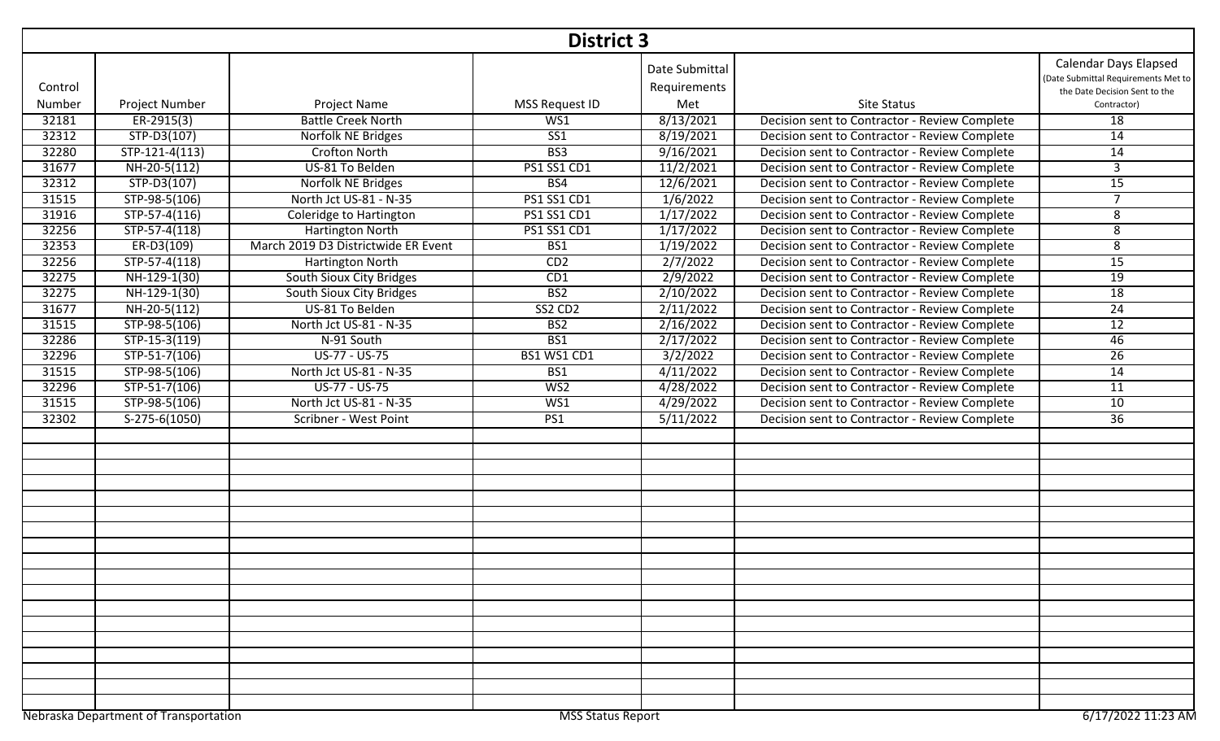# District 3

| Control Number | Project Number | Project Name | MSS Request ID | Date Submittal Requirements Met | Site Status | Calendar Days Elapsed (Date Submittal Requirements Met to the Date Decision Sent to the Contractor) |
|---|---|---|---|---|---|---|
| 32181 | ER-2915(3) | Battle Creek North | WS1 | 8/13/2021 | Decision sent to Contractor - Review Complete | 18 |
| 32312 | STP-D3(107) | Norfolk NE Bridges | SS1 | 8/19/2021 | Decision sent to Contractor - Review Complete | 14 |
| 32280 | STP-121-4(113) | Crofton North | BS3 | 9/16/2021 | Decision sent to Contractor - Review Complete | 14 |
| 31677 | NH-20-5(112) | US-81 To Belden | PS1 SS1 CD1 | 11/2/2021 | Decision sent to Contractor - Review Complete | 3 |
| 32312 | STP-D3(107) | Norfolk NE Bridges | BS4 | 12/6/2021 | Decision sent to Contractor - Review Complete | 15 |
| 31515 | STP-98-5(106) | North Jct US-81 - N-35 | PS1 SS1 CD1 | 1/6/2022 | Decision sent to Contractor - Review Complete | 7 |
| 31916 | STP-57-4(116) | Coleridge to Hartington | PS1 SS1 CD1 | 1/17/2022 | Decision sent to Contractor - Review Complete | 8 |
| 32256 | STP-57-4(118) | Hartington North | PS1 SS1 CD1 | 1/17/2022 | Decision sent to Contractor - Review Complete | 8 |
| 32353 | ER-D3(109) | March 2019 D3 Districtwide ER Event | BS1 | 1/19/2022 | Decision sent to Contractor - Review Complete | 8 |
| 32256 | STP-57-4(118) | Hartington North | CD2 | 2/7/2022 | Decision sent to Contractor - Review Complete | 15 |
| 32275 | NH-129-1(30) | South Sioux City Bridges | CD1 | 2/9/2022 | Decision sent to Contractor - Review Complete | 19 |
| 32275 | NH-129-1(30) | South Sioux City Bridges | BS2 | 2/10/2022 | Decision sent to Contractor - Review Complete | 18 |
| 31677 | NH-20-5(112) | US-81 To Belden | SS2 CD2 | 2/11/2022 | Decision sent to Contractor - Review Complete | 24 |
| 31515 | STP-98-5(106) | North Jct US-81 - N-35 | BS2 | 2/16/2022 | Decision sent to Contractor - Review Complete | 12 |
| 32286 | STP-15-3(119) | N-91 South | BS1 | 2/17/2022 | Decision sent to Contractor - Review Complete | 46 |
| 32296 | STP-51-7(106) | US-77 - US-75 | BS1 WS1 CD1 | 3/2/2022 | Decision sent to Contractor - Review Complete | 26 |
| 31515 | STP-98-5(106) | North Jct US-81 - N-35 | BS1 | 4/11/2022 | Decision sent to Contractor - Review Complete | 14 |
| 32296 | STP-51-7(106) | US-77 - US-75 | WS2 | 4/28/2022 | Decision sent to Contractor - Review Complete | 11 |
| 31515 | STP-98-5(106) | North Jct US-81 - N-35 | WS1 | 4/29/2022 | Decision sent to Contractor - Review Complete | 10 |
| 32302 | S-275-6(1050) | Scribner - West Point | PS1 | 5/11/2022 | Decision sent to Contractor - Review Complete | 36 |

Nebraska Department of Transportation — MSS Status Report — 6/17/2022 11:23 AM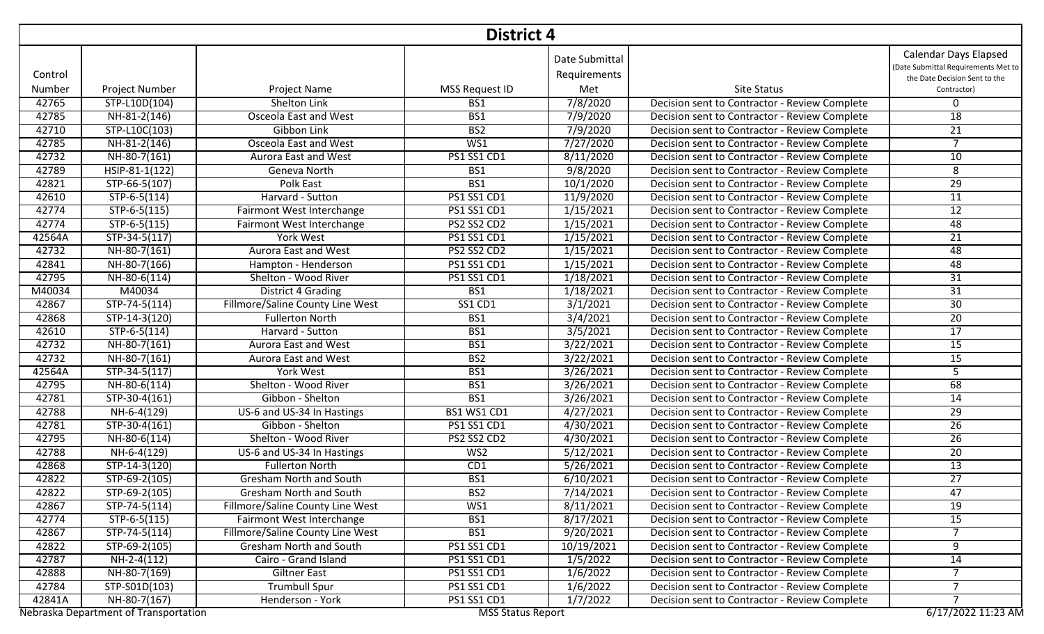## District 4

| Control Number | Project Number | Project Name | MSS Request ID | Date Submittal Requirements Met | Site Status | Calendar Days Elapsed (Date Submittal Requirements Met to the Date Decision Sent to the Contractor) |
|---|---|---|---|---|---|---|
| 42765 | STP-L10D(104) | Shelton Link | BS1 | 7/8/2020 | Decision sent to Contractor - Review Complete | 0 |
| 42785 | NH-81-2(146) | Osceola East and West | BS1 | 7/9/2020 | Decision sent to Contractor - Review Complete | 18 |
| 42710 | STP-L10C(103) | Gibbon Link | BS2 | 7/9/2020 | Decision sent to Contractor - Review Complete | 21 |
| 42785 | NH-81-2(146) | Osceola East and West | WS1 | 7/27/2020 | Decision sent to Contractor - Review Complete | 7 |
| 42732 | NH-80-7(161) | Aurora East and West | PS1 SS1 CD1 | 8/11/2020 | Decision sent to Contractor - Review Complete | 10 |
| 42789 | HSIP-81-1(122) | Geneva North | BS1 | 9/8/2020 | Decision sent to Contractor - Review Complete | 8 |
| 42821 | STP-66-5(107) | Polk East | BS1 | 10/1/2020 | Decision sent to Contractor - Review Complete | 29 |
| 42610 | STP-6-5(114) | Harvard - Sutton | PS1 SS1 CD1 | 11/9/2020 | Decision sent to Contractor - Review Complete | 11 |
| 42774 | STP-6-5(115) | Fairmont West Interchange | PS1 SS1 CD1 | 1/15/2021 | Decision sent to Contractor - Review Complete | 12 |
| 42774 | STP-6-5(115) | Fairmont West Interchange | PS2 SS2 CD2 | 1/15/2021 | Decision sent to Contractor - Review Complete | 48 |
| 42564A | STP-34-5(117) | York West | PS1 SS1 CD1 | 1/15/2021 | Decision sent to Contractor - Review Complete | 21 |
| 42732 | NH-80-7(161) | Aurora East and West | PS2 SS2 CD2 | 1/15/2021 | Decision sent to Contractor - Review Complete | 48 |
| 42841 | NH-80-7(166) | Hampton - Henderson | PS1 SS1 CD1 | 1/15/2021 | Decision sent to Contractor - Review Complete | 48 |
| 42795 | NH-80-6(114) | Shelton - Wood River | PS1 SS1 CD1 | 1/18/2021 | Decision sent to Contractor - Review Complete | 31 |
| M40034 | M40034 | District 4 Grading | BS1 | 1/18/2021 | Decision sent to Contractor - Review Complete | 31 |
| 42867 | STP-74-5(114) | Fillmore/Saline County Line West | SS1 CD1 | 3/1/2021 | Decision sent to Contractor - Review Complete | 30 |
| 42868 | STP-14-3(120) | Fullerton North | BS1 | 3/4/2021 | Decision sent to Contractor - Review Complete | 20 |
| 42610 | STP-6-5(114) | Harvard - Sutton | BS1 | 3/5/2021 | Decision sent to Contractor - Review Complete | 17 |
| 42732 | NH-80-7(161) | Aurora East and West | BS1 | 3/22/2021 | Decision sent to Contractor - Review Complete | 15 |
| 42732 | NH-80-7(161) | Aurora East and West | BS2 | 3/22/2021 | Decision sent to Contractor - Review Complete | 15 |
| 42564A | STP-34-5(117) | York West | BS1 | 3/26/2021 | Decision sent to Contractor - Review Complete | 5 |
| 42795 | NH-80-6(114) | Shelton - Wood River | BS1 | 3/26/2021 | Decision sent to Contractor - Review Complete | 68 |
| 42781 | STP-30-4(161) | Gibbon - Shelton | BS1 | 3/26/2021 | Decision sent to Contractor - Review Complete | 14 |
| 42788 | NH-6-4(129) | US-6 and US-34 In Hastings | BS1 WS1 CD1 | 4/27/2021 | Decision sent to Contractor - Review Complete | 29 |
| 42781 | STP-30-4(161) | Gibbon - Shelton | PS1 SS1 CD1 | 4/30/2021 | Decision sent to Contractor - Review Complete | 26 |
| 42795 | NH-80-6(114) | Shelton - Wood River | PS2 SS2 CD2 | 4/30/2021 | Decision sent to Contractor - Review Complete | 26 |
| 42788 | NH-6-4(129) | US-6 and US-34 In Hastings | WS2 | 5/12/2021 | Decision sent to Contractor - Review Complete | 20 |
| 42868 | STP-14-3(120) | Fullerton North | CD1 | 5/26/2021 | Decision sent to Contractor - Review Complete | 13 |
| 42822 | STP-69-2(105) | Gresham North and South | BS1 | 6/10/2021 | Decision sent to Contractor - Review Complete | 27 |
| 42822 | STP-69-2(105) | Gresham North and South | BS2 | 7/14/2021 | Decision sent to Contractor - Review Complete | 47 |
| 42867 | STP-74-5(114) | Fillmore/Saline County Line West | WS1 | 8/11/2021 | Decision sent to Contractor - Review Complete | 19 |
| 42774 | STP-6-5(115) | Fairmont West Interchange | BS1 | 8/17/2021 | Decision sent to Contractor - Review Complete | 15 |
| 42867 | STP-74-5(114) | Fillmore/Saline County Line West | BS1 | 9/20/2021 | Decision sent to Contractor - Review Complete | 7 |
| 42822 | STP-69-2(105) | Gresham North and South | PS1 SS1 CD1 | 10/19/2021 | Decision sent to Contractor - Review Complete | 9 |
| 42787 | NH-2-4(112) | Cairo - Grand Island | PS1 SS1 CD1 | 1/5/2022 | Decision sent to Contractor - Review Complete | 14 |
| 42888 | NH-80-7(169) | Giltner East | PS1 SS1 CD1 | 1/6/2022 | Decision sent to Contractor - Review Complete | 7 |
| 42784 | STP-S01D(103) | Trumbull Spur | PS1 SS1 CD1 | 1/6/2022 | Decision sent to Contractor - Review Complete | 7 |
| 42841A | NH-80-7(167) | Henderson - York | PS1 SS1 CD1 | 1/7/2022 | Decision sent to Contractor - Review Complete | 7 |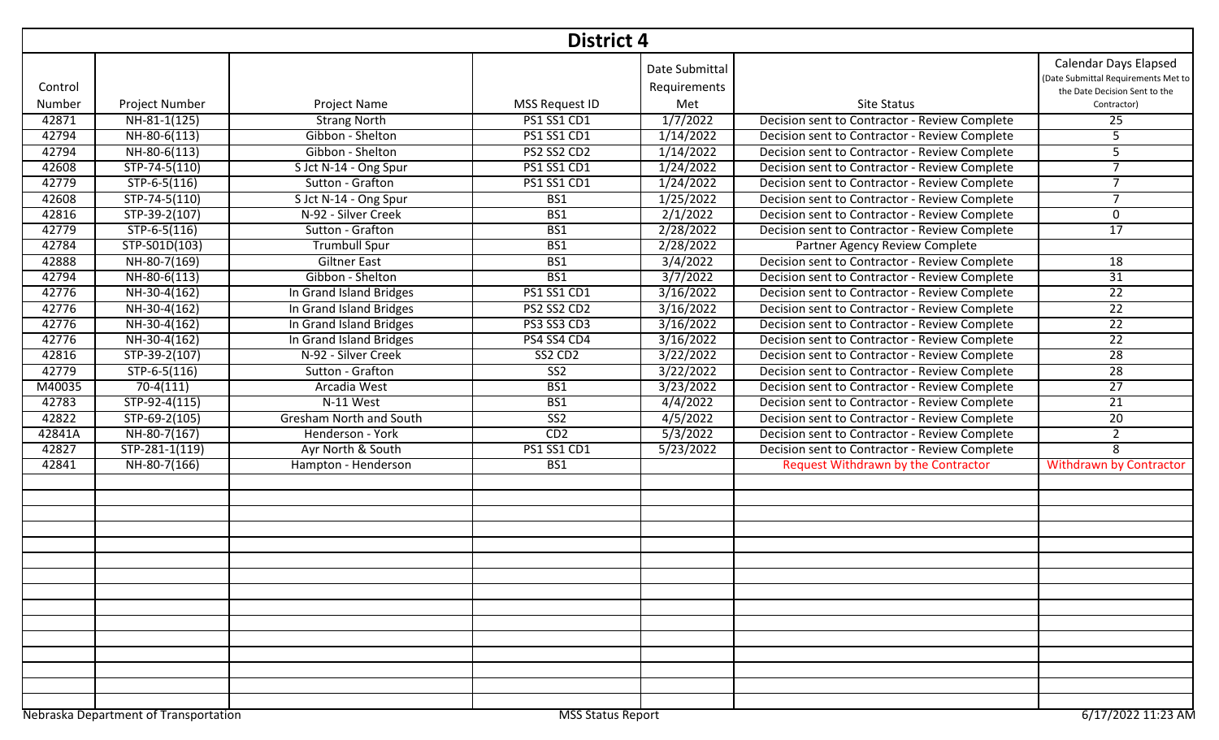## District 4

| Control Number | Project Number | Project Name | MSS Request ID | Date Submittal Requirements Met | Site Status | Calendar Days Elapsed (Date Submittal Requirements Met to the Date Decision Sent to the Contractor) |
|---|---|---|---|---|---|---|
| 42871 | NH-81-1(125) | Strang North | PS1 SS1 CD1 | 1/7/2022 | Decision sent to Contractor - Review Complete | 25 |
| 42794 | NH-80-6(113) | Gibbon - Shelton | PS1 SS1 CD1 | 1/14/2022 | Decision sent to Contractor - Review Complete | 5 |
| 42794 | NH-80-6(113) | Gibbon - Shelton | PS2 SS2 CD2 | 1/14/2022 | Decision sent to Contractor - Review Complete | 5 |
| 42608 | STP-74-5(110) | S Jct N-14 - Ong Spur | PS1 SS1 CD1 | 1/24/2022 | Decision sent to Contractor - Review Complete | 7 |
| 42779 | STP-6-5(116) | Sutton - Grafton | PS1 SS1 CD1 | 1/24/2022 | Decision sent to Contractor - Review Complete | 7 |
| 42608 | STP-74-5(110) | S Jct N-14 - Ong Spur | BS1 | 1/25/2022 | Decision sent to Contractor - Review Complete | 7 |
| 42816 | STP-39-2(107) | N-92 - Silver Creek | BS1 | 2/1/2022 | Decision sent to Contractor - Review Complete | 0 |
| 42779 | STP-6-5(116) | Sutton - Grafton | BS1 | 2/28/2022 | Decision sent to Contractor - Review Complete | 17 |
| 42784 | STP-S01D(103) | Trumbull Spur | BS1 | 2/28/2022 | Partner Agency Review Complete | |
| 42888 | NH-80-7(169) | Giltner East | BS1 | 3/4/2022 | Decision sent to Contractor - Review Complete | 18 |
| 42794 | NH-80-6(113) | Gibbon - Shelton | BS1 | 3/7/2022 | Decision sent to Contractor - Review Complete | 31 |
| 42776 | NH-30-4(162) | In Grand Island Bridges | PS1 SS1 CD1 | 3/16/2022 | Decision sent to Contractor - Review Complete | 22 |
| 42776 | NH-30-4(162) | In Grand Island Bridges | PS2 SS2 CD2 | 3/16/2022 | Decision sent to Contractor - Review Complete | 22 |
| 42776 | NH-30-4(162) | In Grand Island Bridges | PS3 SS3 CD3 | 3/16/2022 | Decision sent to Contractor - Review Complete | 22 |
| 42776 | NH-30-4(162) | In Grand Island Bridges | PS4 SS4 CD4 | 3/16/2022 | Decision sent to Contractor - Review Complete | 22 |
| 42816 | STP-39-2(107) | N-92 - Silver Creek | SS2 CD2 | 3/22/2022 | Decision sent to Contractor - Review Complete | 28 |
| 42779 | STP-6-5(116) | Sutton - Grafton | SS2 | 3/22/2022 | Decision sent to Contractor - Review Complete | 28 |
| M40035 | 70-4(111) | Arcadia West | BS1 | 3/23/2022 | Decision sent to Contractor - Review Complete | 27 |
| 42783 | STP-92-4(115) | N-11 West | BS1 | 4/4/2022 | Decision sent to Contractor - Review Complete | 21 |
| 42822 | STP-69-2(105) | Gresham North and South | SS2 | 4/5/2022 | Decision sent to Contractor - Review Complete | 20 |
| 42841A | NH-80-7(167) | Henderson - York | CD2 | 5/3/2022 | Decision sent to Contractor - Review Complete | 2 |
| 42827 | STP-281-1(119) | Ayr North & South | PS1 SS1 CD1 | 5/23/2022 | Decision sent to Contractor - Review Complete | 8 |
| 42841 | NH-80-7(166) | Hampton - Henderson | BS1 | | Request Withdrawn by the Contractor | Withdrawn by Contractor |

Nebraska Department of Transportation — MSS Status Report — 6/17/2022 11:23 AM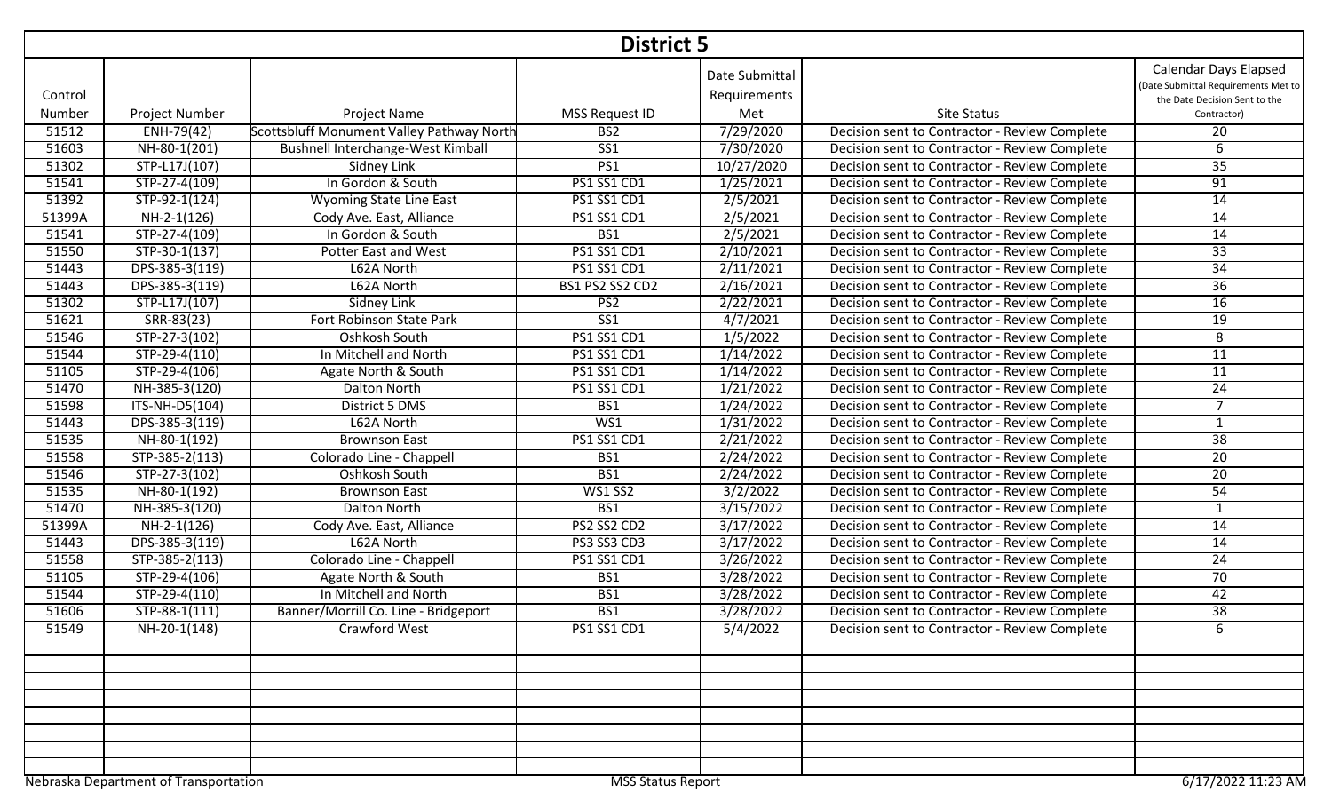# District 5

| Control Number | Project Number | Project Name | MSS Request ID | Date Submittal Requirements Met | Site Status | Calendar Days Elapsed (Date Submittal Requirements Met to the Date Decision Sent to the Contractor) |
|---|---|---|---|---|---|---|
| 51512 | ENH-79(42) | Scottsbluff Monument Valley Pathway North | BS2 | 7/29/2020 | Decision sent to Contractor - Review Complete | 20 |
| 51603 | NH-80-1(201) | Bushnell Interchange-West Kimball | SS1 | 7/30/2020 | Decision sent to Contractor - Review Complete | 6 |
| 51302 | STP-L17J(107) | Sidney Link | PS1 | 10/27/2020 | Decision sent to Contractor - Review Complete | 35 |
| 51541 | STP-27-4(109) | In Gordon & South | PS1 SS1 CD1 | 1/25/2021 | Decision sent to Contractor - Review Complete | 91 |
| 51392 | STP-92-1(124) | Wyoming State Line East | PS1 SS1 CD1 | 2/5/2021 | Decision sent to Contractor - Review Complete | 14 |
| 51399A | NH-2-1(126) | Cody Ave. East, Alliance | PS1 SS1 CD1 | 2/5/2021 | Decision sent to Contractor - Review Complete | 14 |
| 51541 | STP-27-4(109) | In Gordon & South | BS1 | 2/5/2021 | Decision sent to Contractor - Review Complete | 14 |
| 51550 | STP-30-1(137) | Potter East and West | PS1 SS1 CD1 | 2/10/2021 | Decision sent to Contractor - Review Complete | 33 |
| 51443 | DPS-385-3(119) | L62A North | PS1 SS1 CD1 | 2/11/2021 | Decision sent to Contractor - Review Complete | 34 |
| 51443 | DPS-385-3(119) | L62A North | BS1 PS2 SS2 CD2 | 2/16/2021 | Decision sent to Contractor - Review Complete | 36 |
| 51302 | STP-L17J(107) | Sidney Link | PS2 | 2/22/2021 | Decision sent to Contractor - Review Complete | 16 |
| 51621 | SRR-83(23) | Fort Robinson State Park | SS1 | 4/7/2021 | Decision sent to Contractor - Review Complete | 19 |
| 51546 | STP-27-3(102) | Oshkosh South | PS1 SS1 CD1 | 1/5/2022 | Decision sent to Contractor - Review Complete | 8 |
| 51544 | STP-29-4(110) | In Mitchell and North | PS1 SS1 CD1 | 1/14/2022 | Decision sent to Contractor - Review Complete | 11 |
| 51105 | STP-29-4(106) | Agate North & South | PS1 SS1 CD1 | 1/14/2022 | Decision sent to Contractor - Review Complete | 11 |
| 51470 | NH-385-3(120) | Dalton North | PS1 SS1 CD1 | 1/21/2022 | Decision sent to Contractor - Review Complete | 24 |
| 51598 | ITS-NH-D5(104) | District 5 DMS | BS1 | 1/24/2022 | Decision sent to Contractor - Review Complete | 7 |
| 51443 | DPS-385-3(119) | L62A North | WS1 | 1/31/2022 | Decision sent to Contractor - Review Complete | 1 |
| 51535 | NH-80-1(192) | Brownson East | PS1 SS1 CD1 | 2/21/2022 | Decision sent to Contractor - Review Complete | 38 |
| 51558 | STP-385-2(113) | Colorado Line - Chappell | BS1 | 2/24/2022 | Decision sent to Contractor - Review Complete | 20 |
| 51546 | STP-27-3(102) | Oshkosh South | BS1 | 2/24/2022 | Decision sent to Contractor - Review Complete | 20 |
| 51535 | NH-80-1(192) | Brownson East | WS1 SS2 | 3/2/2022 | Decision sent to Contractor - Review Complete | 54 |
| 51470 | NH-385-3(120) | Dalton North | BS1 | 3/15/2022 | Decision sent to Contractor - Review Complete | 1 |
| 51399A | NH-2-1(126) | Cody Ave. East, Alliance | PS2 SS2 CD2 | 3/17/2022 | Decision sent to Contractor - Review Complete | 14 |
| 51443 | DPS-385-3(119) | L62A North | PS3 SS3 CD3 | 3/17/2022 | Decision sent to Contractor - Review Complete | 14 |
| 51558 | STP-385-2(113) | Colorado Line - Chappell | PS1 SS1 CD1 | 3/26/2022 | Decision sent to Contractor - Review Complete | 24 |
| 51105 | STP-29-4(106) | Agate North & South | BS1 | 3/28/2022 | Decision sent to Contractor - Review Complete | 70 |
| 51544 | STP-29-4(110) | In Mitchell and North | BS1 | 3/28/2022 | Decision sent to Contractor - Review Complete | 42 |
| 51606 | STP-88-1(111) | Banner/Morrill Co. Line - Bridgeport | BS1 | 3/28/2022 | Decision sent to Contractor - Review Complete | 38 |
| 51549 | NH-20-1(148) | Crawford West | PS1 SS1 CD1 | 5/4/2022 | Decision sent to Contractor - Review Complete | 6 |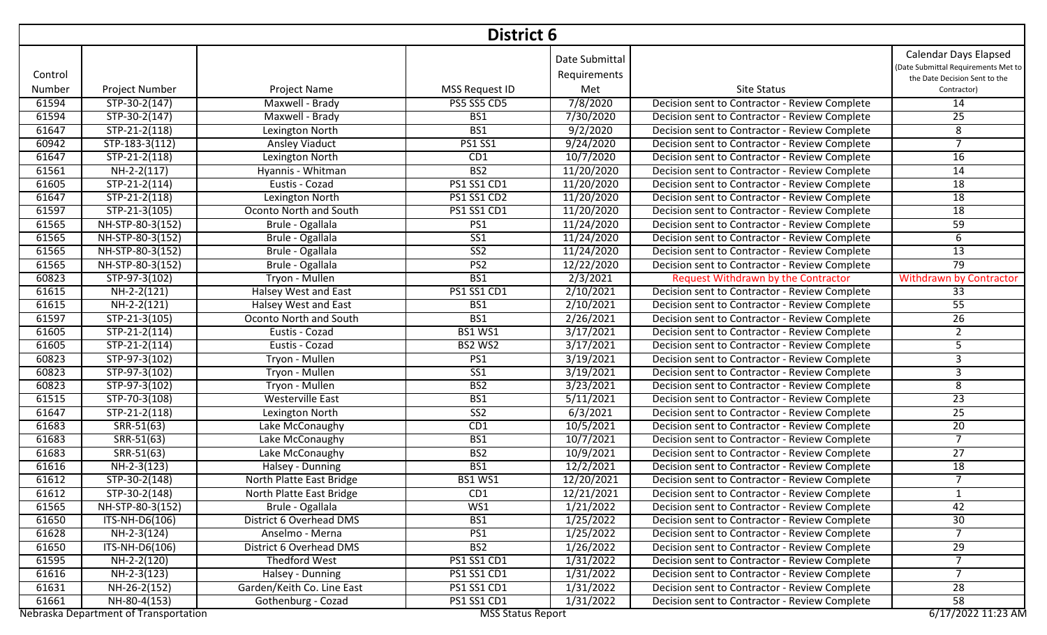# District 6

| Control Number | Project Number | Project Name | MSS Request ID | Date Submittal Requirements Met | Site Status | Calendar Days Elapsed (Date Submittal Requirements Met to the Date Decision Sent to the Contractor) |
|---|---|---|---|---|---|---|
| 61594 | STP-30-2(147) | Maxwell - Brady | PS5 SS5 CD5 | 7/8/2020 | Decision sent to Contractor - Review Complete | 14 |
| 61594 | STP-30-2(147) | Maxwell - Brady | BS1 | 7/30/2020 | Decision sent to Contractor - Review Complete | 25 |
| 61647 | STP-21-2(118) | Lexington North | BS1 | 9/2/2020 | Decision sent to Contractor - Review Complete | 8 |
| 60942 | STP-183-3(112) | Ansley Viaduct | PS1 SS1 | 9/24/2020 | Decision sent to Contractor - Review Complete | 7 |
| 61647 | STP-21-2(118) | Lexington North | CD1 | 10/7/2020 | Decision sent to Contractor - Review Complete | 16 |
| 61561 | NH-2-2(117) | Hyannis - Whitman | BS2 | 11/20/2020 | Decision sent to Contractor - Review Complete | 14 |
| 61605 | STP-21-2(114) | Eustis - Cozad | PS1 SS1 CD1 | 11/20/2020 | Decision sent to Contractor - Review Complete | 18 |
| 61647 | STP-21-2(118) | Lexington North | PS1 SS1 CD2 | 11/20/2020 | Decision sent to Contractor - Review Complete | 18 |
| 61597 | STP-21-3(105) | Oconto North and South | PS1 SS1 CD1 | 11/20/2020 | Decision sent to Contractor - Review Complete | 18 |
| 61565 | NH-STP-80-3(152) | Brule - Ogallala | PS1 | 11/24/2020 | Decision sent to Contractor - Review Complete | 59 |
| 61565 | NH-STP-80-3(152) | Brule - Ogallala | SS1 | 11/24/2020 | Decision sent to Contractor - Review Complete | 6 |
| 61565 | NH-STP-80-3(152) | Brule - Ogallala | SS2 | 11/24/2020 | Decision sent to Contractor - Review Complete | 13 |
| 61565 | NH-STP-80-3(152) | Brule - Ogallala | PS2 | 12/22/2020 | Decision sent to Contractor - Review Complete | 79 |
| 60823 | STP-97-3(102) | Tryon - Mullen | BS1 | 2/3/2021 | Request Withdrawn by the Contractor | Withdrawn by Contractor |
| 61615 | NH-2-2(121) | Halsey West and East | PS1 SS1 CD1 | 2/10/2021 | Decision sent to Contractor - Review Complete | 33 |
| 61615 | NH-2-2(121) | Halsey West and East | BS1 | 2/10/2021 | Decision sent to Contractor - Review Complete | 55 |
| 61597 | STP-21-3(105) | Oconto North and South | BS1 | 2/26/2021 | Decision sent to Contractor - Review Complete | 26 |
| 61605 | STP-21-2(114) | Eustis - Cozad | BS1 WS1 | 3/17/2021 | Decision sent to Contractor - Review Complete | 2 |
| 61605 | STP-21-2(114) | Eustis - Cozad | BS2 WS2 | 3/17/2021 | Decision sent to Contractor - Review Complete | 5 |
| 60823 | STP-97-3(102) | Tryon - Mullen | PS1 | 3/19/2021 | Decision sent to Contractor - Review Complete | 3 |
| 60823 | STP-97-3(102) | Tryon - Mullen | SS1 | 3/19/2021 | Decision sent to Contractor - Review Complete | 3 |
| 60823 | STP-97-3(102) | Tryon - Mullen | BS2 | 3/23/2021 | Decision sent to Contractor - Review Complete | 8 |
| 61515 | STP-70-3(108) | Westerville East | BS1 | 5/11/2021 | Decision sent to Contractor - Review Complete | 23 |
| 61647 | STP-21-2(118) | Lexington North | SS2 | 6/3/2021 | Decision sent to Contractor - Review Complete | 25 |
| 61683 | SRR-51(63) | Lake McConaughy | CD1 | 10/5/2021 | Decision sent to Contractor - Review Complete | 20 |
| 61683 | SRR-51(63) | Lake McConaughy | BS1 | 10/7/2021 | Decision sent to Contractor - Review Complete | 7 |
| 61683 | SRR-51(63) | Lake McConaughy | BS2 | 10/9/2021 | Decision sent to Contractor - Review Complete | 27 |
| 61616 | NH-2-3(123) | Halsey - Dunning | BS1 | 12/2/2021 | Decision sent to Contractor - Review Complete | 18 |
| 61612 | STP-30-2(148) | North Platte East Bridge | BS1 WS1 | 12/20/2021 | Decision sent to Contractor - Review Complete | 7 |
| 61612 | STP-30-2(148) | North Platte East Bridge | CD1 | 12/21/2021 | Decision sent to Contractor - Review Complete | 1 |
| 61565 | NH-STP-80-3(152) | Brule - Ogallala | WS1 | 1/21/2022 | Decision sent to Contractor - Review Complete | 42 |
| 61650 | ITS-NH-D6(106) | District 6 Overhead DMS | BS1 | 1/25/2022 | Decision sent to Contractor - Review Complete | 30 |
| 61628 | NH-2-3(124) | Anselmo - Merna | PS1 | 1/25/2022 | Decision sent to Contractor - Review Complete | 7 |
| 61650 | ITS-NH-D6(106) | District 6 Overhead DMS | BS2 | 1/26/2022 | Decision sent to Contractor - Review Complete | 29 |
| 61595 | NH-2-2(120) | Thedford West | PS1 SS1 CD1 | 1/31/2022 | Decision sent to Contractor - Review Complete | 7 |
| 61616 | NH-2-3(123) | Halsey - Dunning | PS1 SS1 CD1 | 1/31/2022 | Decision sent to Contractor - Review Complete | 7 |
| 61631 | NH-26-2(152) | Garden/Keith Co. Line East | PS1 SS1 CD1 | 1/31/2022 | Decision sent to Contractor - Review Complete | 28 |
| 61661 | NH-80-4(153) | Gothenburg - Cozad | PS1 SS1 CD1 | 1/31/2022 | Decision sent to Contractor - Review Complete | 58 |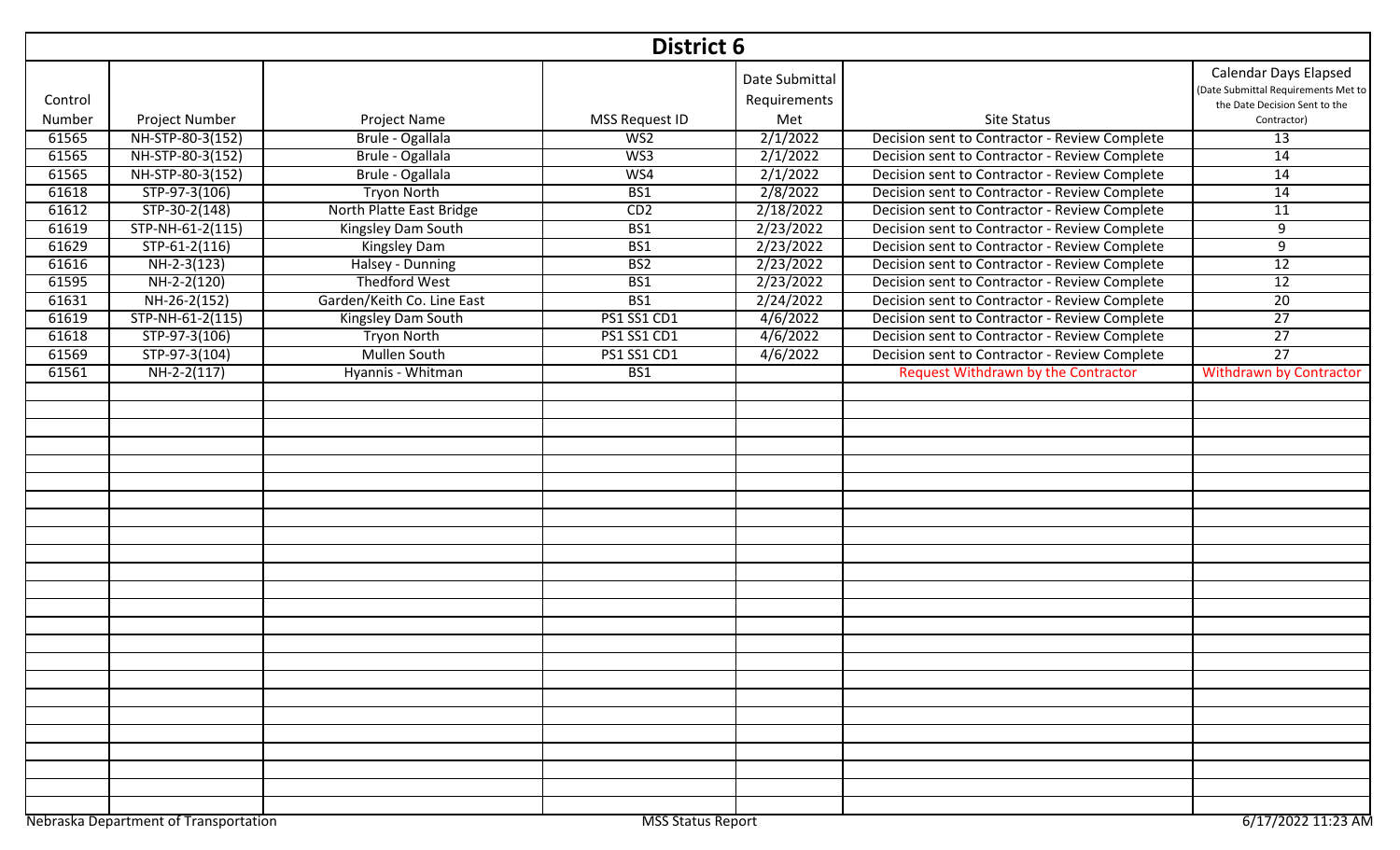# District 6

| Control Number | Project Number | Project Name | MSS Request ID | Date Submittal Requirements Met | Site Status | Calendar Days Elapsed (Date Submittal Requirements Met to the Date Decision Sent to the Contractor) |
|---|---|---|---|---|---|---|
| 61565 | NH-STP-80-3(152) | Brule - Ogallala | WS2 | 2/1/2022 | Decision sent to Contractor - Review Complete | 13 |
| 61565 | NH-STP-80-3(152) | Brule - Ogallala | WS3 | 2/1/2022 | Decision sent to Contractor - Review Complete | 14 |
| 61565 | NH-STP-80-3(152) | Brule - Ogallala | WS4 | 2/1/2022 | Decision sent to Contractor - Review Complete | 14 |
| 61618 | STP-97-3(106) | Tryon North | BS1 | 2/8/2022 | Decision sent to Contractor - Review Complete | 14 |
| 61612 | STP-30-2(148) | North Platte East Bridge | CD2 | 2/18/2022 | Decision sent to Contractor - Review Complete | 11 |
| 61619 | STP-NH-61-2(115) | Kingsley Dam South | BS1 | 2/23/2022 | Decision sent to Contractor - Review Complete | 9 |
| 61629 | STP-61-2(116) | Kingsley Dam | BS1 | 2/23/2022 | Decision sent to Contractor - Review Complete | 9 |
| 61616 | NH-2-3(123) | Halsey - Dunning | BS2 | 2/23/2022 | Decision sent to Contractor - Review Complete | 12 |
| 61595 | NH-2-2(120) | Thedford West | BS1 | 2/23/2022 | Decision sent to Contractor - Review Complete | 12 |
| 61631 | NH-26-2(152) | Garden/Keith Co. Line East | BS1 | 2/24/2022 | Decision sent to Contractor - Review Complete | 20 |
| 61619 | STP-NH-61-2(115) | Kingsley Dam South | PS1 SS1 CD1 | 4/6/2022 | Decision sent to Contractor - Review Complete | 27 |
| 61618 | STP-97-3(106) | Tryon North | PS1 SS1 CD1 | 4/6/2022 | Decision sent to Contractor - Review Complete | 27 |
| 61569 | STP-97-3(104) | Mullen South | PS1 SS1 CD1 | 4/6/2022 | Decision sent to Contractor - Review Complete | 27 |
| 61561 | NH-2-2(117) | Hyannis - Whitman | BS1 | | Request Withdrawn by the Contractor | Withdrawn by Contractor |

Nebraska Department of Transportation MSS Status Report 6/17/2022 11:23 AM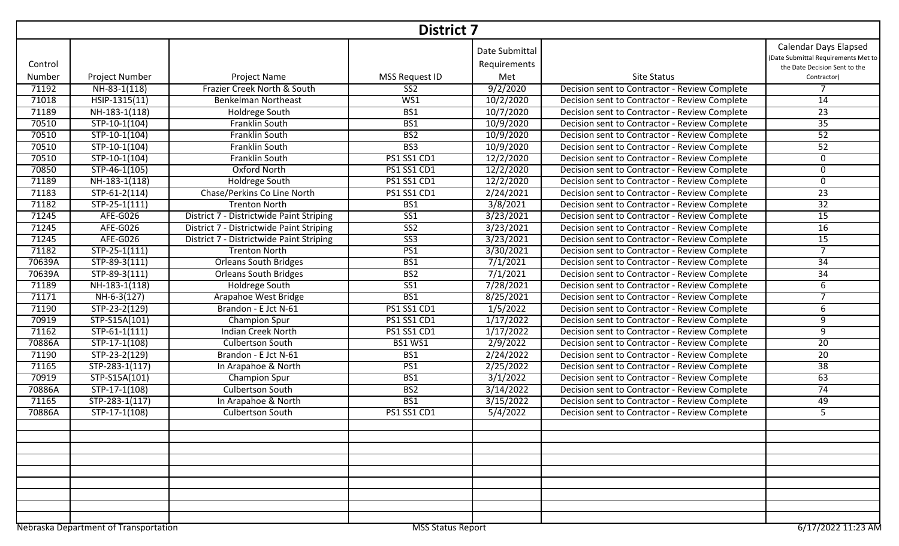## District 7

| Control Number | Project Number | Project Name | MSS Request ID | Date Submittal Requirements Met | Site Status | Calendar Days Elapsed (Date Submittal Requirements Met to the Date Decision Sent to the Contractor) |
|---|---|---|---|---|---|---|
| 71192 | NH-83-1(118) | Frazier Creek North & South | SS2 | 9/2/2020 | Decision sent to Contractor - Review Complete | 7 |
| 71018 | HSIP-1315(11) | Benkelman Northeast | WS1 | 10/2/2020 | Decision sent to Contractor - Review Complete | 14 |
| 71189 | NH-183-1(118) | Holdrege South | BS1 | 10/7/2020 | Decision sent to Contractor - Review Complete | 23 |
| 70510 | STP-10-1(104) | Franklin South | BS1 | 10/9/2020 | Decision sent to Contractor - Review Complete | 35 |
| 70510 | STP-10-1(104) | Franklin South | BS2 | 10/9/2020 | Decision sent to Contractor - Review Complete | 52 |
| 70510 | STP-10-1(104) | Franklin South | BS3 | 10/9/2020 | Decision sent to Contractor - Review Complete | 52 |
| 70510 | STP-10-1(104) | Franklin South | PS1 SS1 CD1 | 12/2/2020 | Decision sent to Contractor - Review Complete | 0 |
| 70850 | STP-46-1(105) | Oxford North | PS1 SS1 CD1 | 12/2/2020 | Decision sent to Contractor - Review Complete | 0 |
| 71189 | NH-183-1(118) | Holdrege South | PS1 SS1 CD1 | 12/2/2020 | Decision sent to Contractor - Review Complete | 0 |
| 71183 | STP-61-2(114) | Chase/Perkins Co Line North | PS1 SS1 CD1 | 2/24/2021 | Decision sent to Contractor - Review Complete | 23 |
| 71182 | STP-25-1(111) | Trenton North | BS1 | 3/8/2021 | Decision sent to Contractor - Review Complete | 32 |
| 71245 | AFE-G026 | District 7 - Districtwide Paint Striping | SS1 | 3/23/2021 | Decision sent to Contractor - Review Complete | 15 |
| 71245 | AFE-G026 | District 7 - Districtwide Paint Striping | SS2 | 3/23/2021 | Decision sent to Contractor - Review Complete | 16 |
| 71245 | AFE-G026 | District 7 - Districtwide Paint Striping | SS3 | 3/23/2021 | Decision sent to Contractor - Review Complete | 15 |
| 71182 | STP-25-1(111) | Trenton North | PS1 | 3/30/2021 | Decision sent to Contractor - Review Complete | 7 |
| 70639A | STP-89-3(111) | Orleans South Bridges | BS1 | 7/1/2021 | Decision sent to Contractor - Review Complete | 34 |
| 70639A | STP-89-3(111) | Orleans South Bridges | BS2 | 7/1/2021 | Decision sent to Contractor - Review Complete | 34 |
| 71189 | NH-183-1(118) | Holdrege South | SS1 | 7/28/2021 | Decision sent to Contractor - Review Complete | 6 |
| 71171 | NH-6-3(127) | Arapahoe West Bridge | BS1 | 8/25/2021 | Decision sent to Contractor - Review Complete | 7 |
| 71190 | STP-23-2(129) | Brandon - E Jct N-61 | PS1 SS1 CD1 | 1/5/2022 | Decision sent to Contractor - Review Complete | 6 |
| 70919 | STP-S15A(101) | Champion Spur | PS1 SS1 CD1 | 1/17/2022 | Decision sent to Contractor - Review Complete | 9 |
| 71162 | STP-61-1(111) | Indian Creek North | PS1 SS1 CD1 | 1/17/2022 | Decision sent to Contractor - Review Complete | 9 |
| 70886A | STP-17-1(108) | Culbertson South | BS1 WS1 | 2/9/2022 | Decision sent to Contractor - Review Complete | 20 |
| 71190 | STP-23-2(129) | Brandon - E Jct N-61 | BS1 | 2/24/2022 | Decision sent to Contractor - Review Complete | 20 |
| 71165 | STP-283-1(117) | In Arapahoe & North | PS1 | 2/25/2022 | Decision sent to Contractor - Review Complete | 38 |
| 70919 | STP-S15A(101) | Champion Spur | BS1 | 3/1/2022 | Decision sent to Contractor - Review Complete | 63 |
| 70886A | STP-17-1(108) | Culbertson South | BS2 | 3/14/2022 | Decision sent to Contractor - Review Complete | 74 |
| 71165 | STP-283-1(117) | In Arapahoe & North | BS1 | 3/15/2022 | Decision sent to Contractor - Review Complete | 49 |
| 70886A | STP-17-1(108) | Culbertson South | PS1 SS1 CD1 | 5/4/2022 | Decision sent to Contractor - Review Complete | 5 |

Nebraska Department of Transportation | MSS Status Report | 6/17/2022 11:23 AM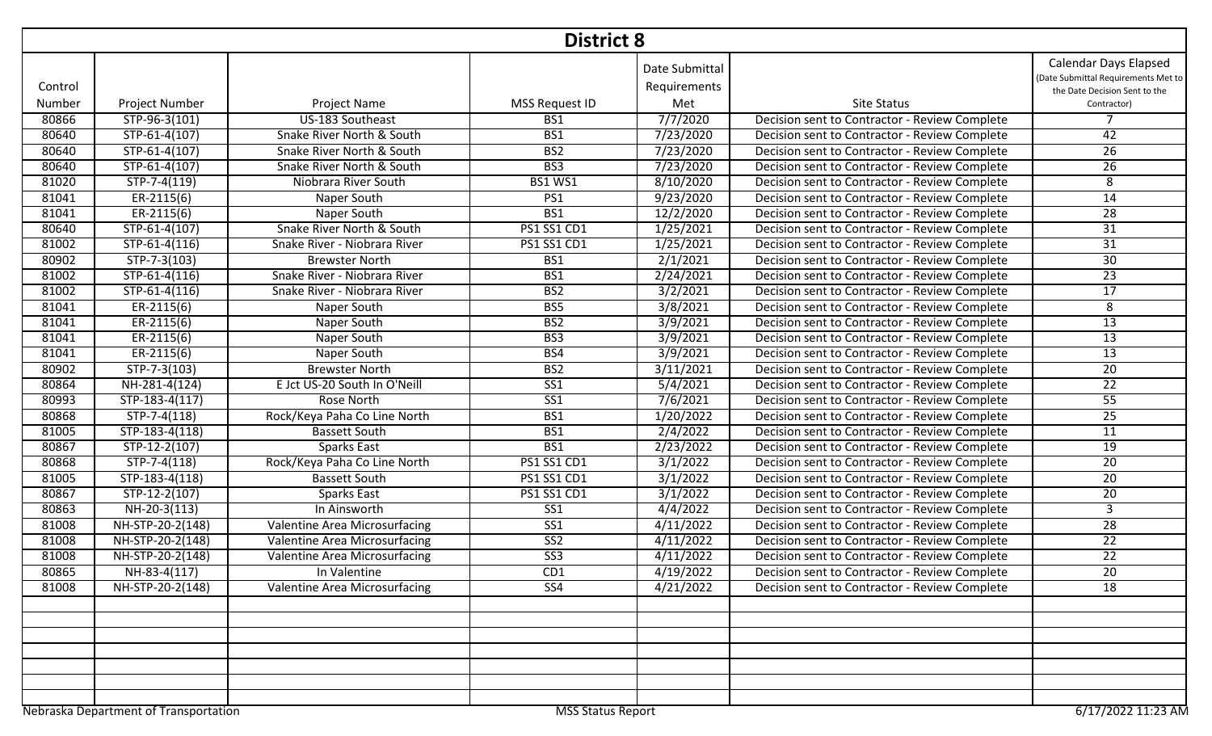## District 8

| Control Number | Project Number | Project Name | MSS Request ID | Date Submittal Requirements Met | Site Status | Calendar Days Elapsed (Date Submittal Requirements Met to the Date Decision Sent to the Contractor) |
|---|---|---|---|---|---|---|
| 80866 | STP-96-3(101) | US-183 Southeast | BS1 | 7/7/2020 | Decision sent to Contractor - Review Complete | 7 |
| 80640 | STP-61-4(107) | Snake River North & South | BS1 | 7/23/2020 | Decision sent to Contractor - Review Complete | 42 |
| 80640 | STP-61-4(107) | Snake River North & South | BS2 | 7/23/2020 | Decision sent to Contractor - Review Complete | 26 |
| 80640 | STP-61-4(107) | Snake River North & South | BS3 | 7/23/2020 | Decision sent to Contractor - Review Complete | 26 |
| 81020 | STP-7-4(119) | Niobrara River South | BS1 WS1 | 8/10/2020 | Decision sent to Contractor - Review Complete | 8 |
| 81041 | ER-2115(6) | Naper South | PS1 | 9/23/2020 | Decision sent to Contractor - Review Complete | 14 |
| 81041 | ER-2115(6) | Naper South | BS1 | 12/2/2020 | Decision sent to Contractor - Review Complete | 28 |
| 80640 | STP-61-4(107) | Snake River North & South | PS1 SS1 CD1 | 1/25/2021 | Decision sent to Contractor - Review Complete | 31 |
| 81002 | STP-61-4(116) | Snake River - Niobrara River | PS1 SS1 CD1 | 1/25/2021 | Decision sent to Contractor - Review Complete | 31 |
| 80902 | STP-7-3(103) | Brewster North | BS1 | 2/1/2021 | Decision sent to Contractor - Review Complete | 30 |
| 81002 | STP-61-4(116) | Snake River - Niobrara River | BS1 | 2/24/2021 | Decision sent to Contractor - Review Complete | 23 |
| 81002 | STP-61-4(116) | Snake River - Niobrara River | BS2 | 3/2/2021 | Decision sent to Contractor - Review Complete | 17 |
| 81041 | ER-2115(6) | Naper South | BS5 | 3/8/2021 | Decision sent to Contractor - Review Complete | 8 |
| 81041 | ER-2115(6) | Naper South | BS2 | 3/9/2021 | Decision sent to Contractor - Review Complete | 13 |
| 81041 | ER-2115(6) | Naper South | BS3 | 3/9/2021 | Decision sent to Contractor - Review Complete | 13 |
| 81041 | ER-2115(6) | Naper South | BS4 | 3/9/2021 | Decision sent to Contractor - Review Complete | 13 |
| 80902 | STP-7-3(103) | Brewster North | BS2 | 3/11/2021 | Decision sent to Contractor - Review Complete | 20 |
| 80864 | NH-281-4(124) | E Jct US-20 South In O'Neill | SS1 | 5/4/2021 | Decision sent to Contractor - Review Complete | 22 |
| 80993 | STP-183-4(117) | Rose North | SS1 | 7/6/2021 | Decision sent to Contractor - Review Complete | 55 |
| 80868 | STP-7-4(118) | Rock/Keya Paha Co Line North | BS1 | 1/20/2022 | Decision sent to Contractor - Review Complete | 25 |
| 81005 | STP-183-4(118) | Bassett South | BS1 | 2/4/2022 | Decision sent to Contractor - Review Complete | 11 |
| 80867 | STP-12-2(107) | Sparks East | BS1 | 2/23/2022 | Decision sent to Contractor - Review Complete | 19 |
| 80868 | STP-7-4(118) | Rock/Keya Paha Co Line North | PS1 SS1 CD1 | 3/1/2022 | Decision sent to Contractor - Review Complete | 20 |
| 81005 | STP-183-4(118) | Bassett South | PS1 SS1 CD1 | 3/1/2022 | Decision sent to Contractor - Review Complete | 20 |
| 80867 | STP-12-2(107) | Sparks East | PS1 SS1 CD1 | 3/1/2022 | Decision sent to Contractor - Review Complete | 20 |
| 80863 | NH-20-3(113) | In Ainsworth | SS1 | 4/4/2022 | Decision sent to Contractor - Review Complete | 3 |
| 81008 | NH-STP-20-2(148) | Valentine Area Microsurfacing | SS1 | 4/11/2022 | Decision sent to Contractor - Review Complete | 28 |
| 81008 | NH-STP-20-2(148) | Valentine Area Microsurfacing | SS2 | 4/11/2022 | Decision sent to Contractor - Review Complete | 22 |
| 81008 | NH-STP-20-2(148) | Valentine Area Microsurfacing | SS3 | 4/11/2022 | Decision sent to Contractor - Review Complete | 22 |
| 80865 | NH-83-4(117) | In Valentine | CD1 | 4/19/2022 | Decision sent to Contractor - Review Complete | 20 |
| 81008 | NH-STP-20-2(148) | Valentine Area Microsurfacing | SS4 | 4/21/2022 | Decision sent to Contractor - Review Complete | 18 |